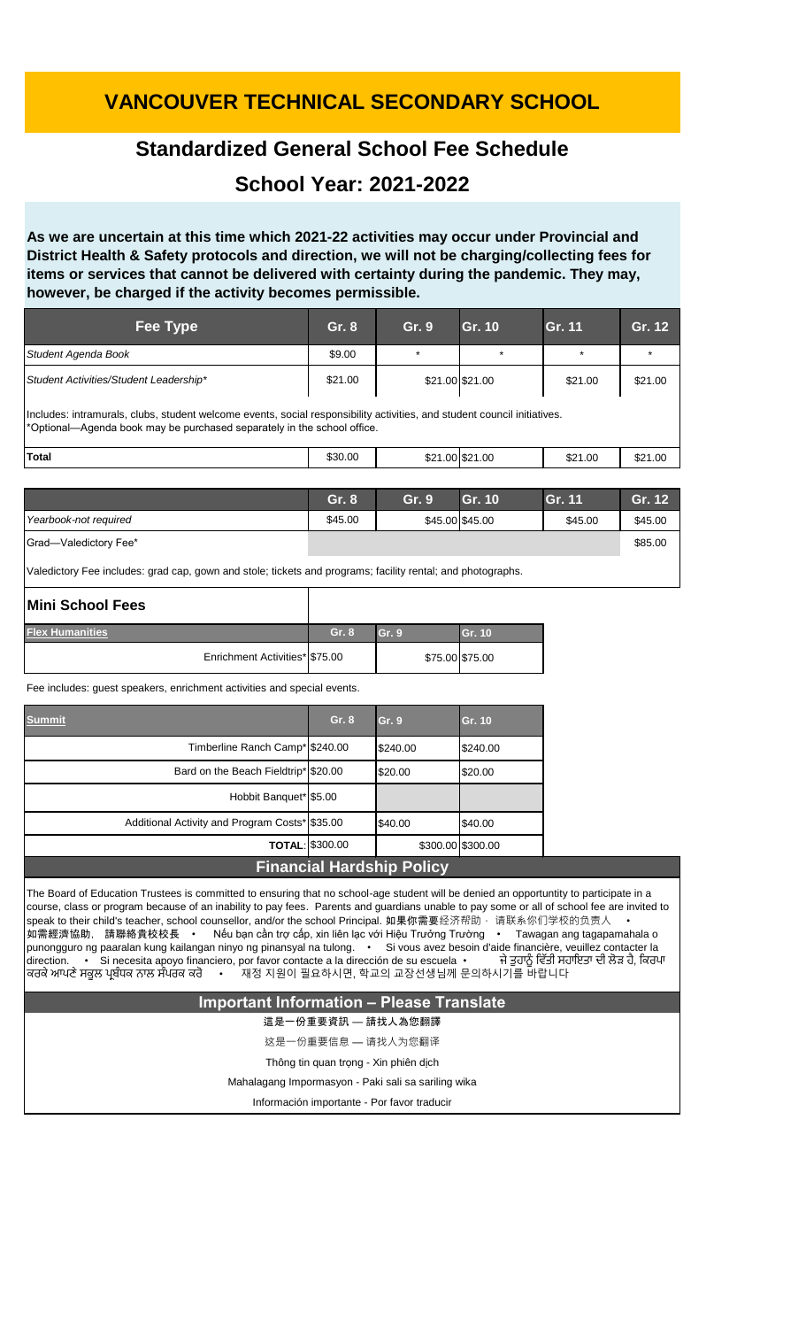# VANCOUVER TECHNICAL SECONDARY SCHOOL

## Standardized General School Fee Schedule

## School Year: 2021-2022

**As we are uncertain at this time which 2021-22 activities may occur under Provincial and District Health & Safety protocols and direction, we will not be charging/collecting fees for items or services that cannot be delivered with certainty during the pandemic. They may, however, be charged if the activity becomes permissible.**

| Fee Type | Gr. 8 | Gr. 9 | Gr. 10 | Gr. 11 | Gr. 12 |
|---|---|---|---|---|---|
| *Student Agenda Book* | $9.00 | * | * | * | * |
| *Student Activities/Student Leadership** | $21.00 | $21.00 | $21.00 | $21.00 | $21.00 |
| Includes: intramurals, clubs, student welcome events, social responsibility activities, and student council initiatives. *Optional—Agenda book may be purchased separately in the school office. | | | | | |
| **Total** | $30.00 | $21.00 | $21.00 | $21.00 | $21.00 |

| | Gr. 8 | Gr. 9 | Gr. 10 | Gr. 11 | Gr. 12 |
|---|---|---|---|---|---|
| *Yearbook-not required* | $45.00 | $45.00 | $45.00 | $45.00 | $45.00 |
| Grad—Valedictory Fee* | | | | | $85.00 |

Valedictory Fee includes: grad cap, gown and stole; tickets and programs; facility rental; and photographs.

### Mini School Fees

| Flex Humanities | Gr. 8 | Gr. 9 | Gr. 10 |
|---|---|---|---|
| Enrichment Activities* | $75.00 | $75.00 | $75.00 |

Fee includes: guest speakers, enrichment activities and special events.

| Summit | Gr. 8 | Gr. 9 | Gr. 10 |
|---|---|---|---|
| Timberline Ranch Camp* | $240.00 | $240.00 | $240.00 |
| Bard on the Beach Fieldtrip* | $20.00 | $20.00 | $20.00 |
| Hobbit Banquet* | $5.00 | | |
| Additional Activity and Program Costs* | $35.00 | $40.00 | $40.00 |
| **TOTAL:** | $300.00 | $300.00 | $300.00 |

### Financial Hardship Policy

The Board of Education Trustees is committed to ensuring that no school-age student will be denied an opportuntity to participate in a course, class or program because of an inability to pay fees. Parents and guardians unable to pay some or all of school fee are invited to speak to their child's teacher, school counsellor, and/or the school Principal. 如果你需要经济帮助，请联系你们学校的负责人 • 如需經濟協助，請聯絡貴校校長 • Nếu bạn cần trợ cấp, xin liên lạc với Hiệu Trưởng Trường • Tawagan ang tagapamahala o punongguro ng paaralan kung kailangan ninyo ng pinansyal na tulong. • Si vous avez besoin d'aide financière, veuillez contacter la direction. • Si necesita apoyo financiero, por favor contacte a la dirección de su escuela • ਜੇ ਤੁਹਾਨੂੰ ਵਿੱਤੀ ਸਹਾਇਤਾ ਦੀ ਲੋੜ ਹੈ, ਕਿਰਪਾ ਕਰਕੇ ਆਪਣੇ ਸਕੂਲ ਪ੍ਰਬੰਧਕ ਨਾਲ ਸੰਪਰਕ ਕਰੋ • 재정 지원이 필요하시면, 학교의 교장선생님께 문의하시기를 바랍니다

### Important Information – Please Translate

這是一份重要資訊 — 請找人為您翻譯

这是一份重要信息 — 请找人为您翻译

Thông tin quan trọng - Xin phiên dịch

Mahalagang Impormasyon - Paki sali sa sariling wika

Información importante - Por favor traducir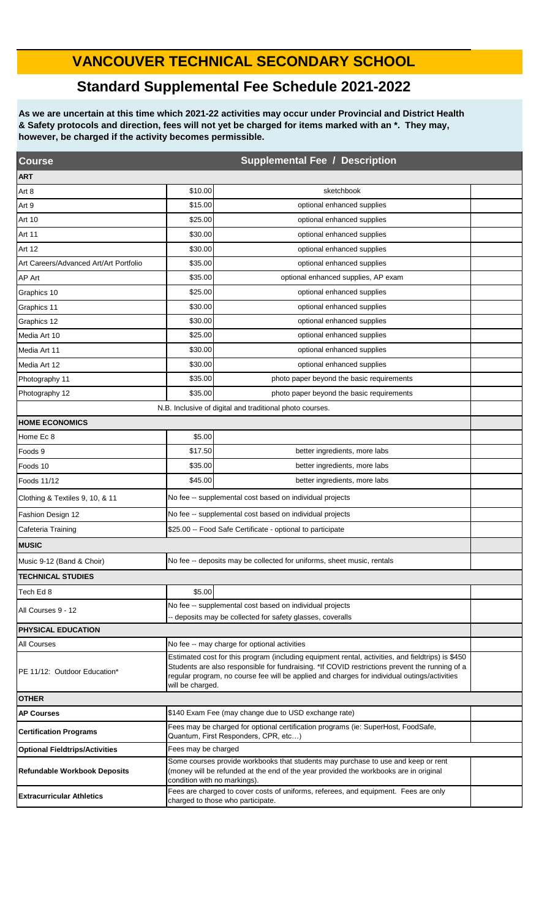# VANCOUVER TECHNICAL SECONDARY SCHOOL

## Standard Supplemental Fee Schedule 2021-2022

**As we are uncertain at this time which 2021-22 activities may occur under Provincial and District Health & Safety protocols and direction, fees will not yet be charged for items marked with an *. They may, however, be charged if the activity becomes permissible.**

| Course | Supplemental Fee / Description | |
|---|---|---|
| **ART** | | |
| Art 8 | $10.00 | sketchbook |
| Art 9 | $15.00 | optional enhanced supplies |
| Art 10 | $25.00 | optional enhanced supplies |
| Art 11 | $30.00 | optional enhanced supplies |
| Art 12 | $30.00 | optional enhanced supplies |
| Art Careers/Advanced Art/Art Portfolio | $35.00 | optional enhanced supplies |
| AP Art | $35.00 | optional enhanced supplies, AP exam |
| Graphics 10 | $25.00 | optional enhanced supplies |
| Graphics 11 | $30.00 | optional enhanced supplies |
| Graphics 12 | $30.00 | optional enhanced supplies |
| Media Art 10 | $25.00 | optional enhanced supplies |
| Media Art 11 | $30.00 | optional enhanced supplies |
| Media Art 12 | $30.00 | optional enhanced supplies |
| Photography 11 | $35.00 | photo paper beyond the basic requirements |
| Photography 12 | $35.00 | photo paper beyond the basic requirements |
| N.B. Inclusive of digital and traditional photo courses. | | |
| **HOME ECONOMICS** | | |
| Home Ec 8 | $5.00 | |
| Foods 9 | $17.50 | better ingredients, more labs |
| Foods 10 | $35.00 | better ingredients, more labs |
| Foods 11/12 | $45.00 | better ingredients, more labs |
| Clothing & Textiles 9, 10, & 11 | No fee -- supplemental cost based on individual projects | |
| Fashion Design 12 | No fee -- supplemental cost based on individual projects | |
| Cafeteria Training | $25.00 -- Food Safe Certificate - optional to participate | |
| **MUSIC** | | |
| Music 9-12 (Band & Choir) | No fee -- deposits may be collected for uniforms, sheet music, rentals | |
| **TECHNICAL STUDIES** | | |
| Tech Ed 8 | $5.00 | |
| All Courses 9 - 12 | No fee -- supplemental cost based on individual projects<br>-- deposits may be collected for safety glasses, coveralls | |
| **PHYSICAL EDUCATION** | | |
| All Courses | No fee -- may charge for optional activities | |
| PE 11/12: Outdoor Education* | Estimated cost for this program (including equipment rental, activities, and fieldtrips) is $450 Students are also responsible for fundraising. *If COVID restrictions prevent the running of a regular program, no course fee will be applied and charges for individual outings/activities will be charged. | |
| **OTHER** | | |
| **AP Courses** | $140 Exam Fee (may change due to USD exchange rate) | |
| **Certification Programs** | Fees may be charged for optional certification programs (ie: SuperHost, FoodSafe, Quantum, First Responders, CPR, etc…) | |
| **Optional Fieldtrips/Activities** | Fees may be charged | |
| **Refundable Workbook Deposits** | Some courses provide workbooks that students may purchase to use and keep or rent (money will be refunded at the end of the year provided the workbooks are in original condition with no markings). | |
| **Extracurricular Athletics** | Fees are charged to cover costs of uniforms, referees, and equipment. Fees are only charged to those who participate. | |